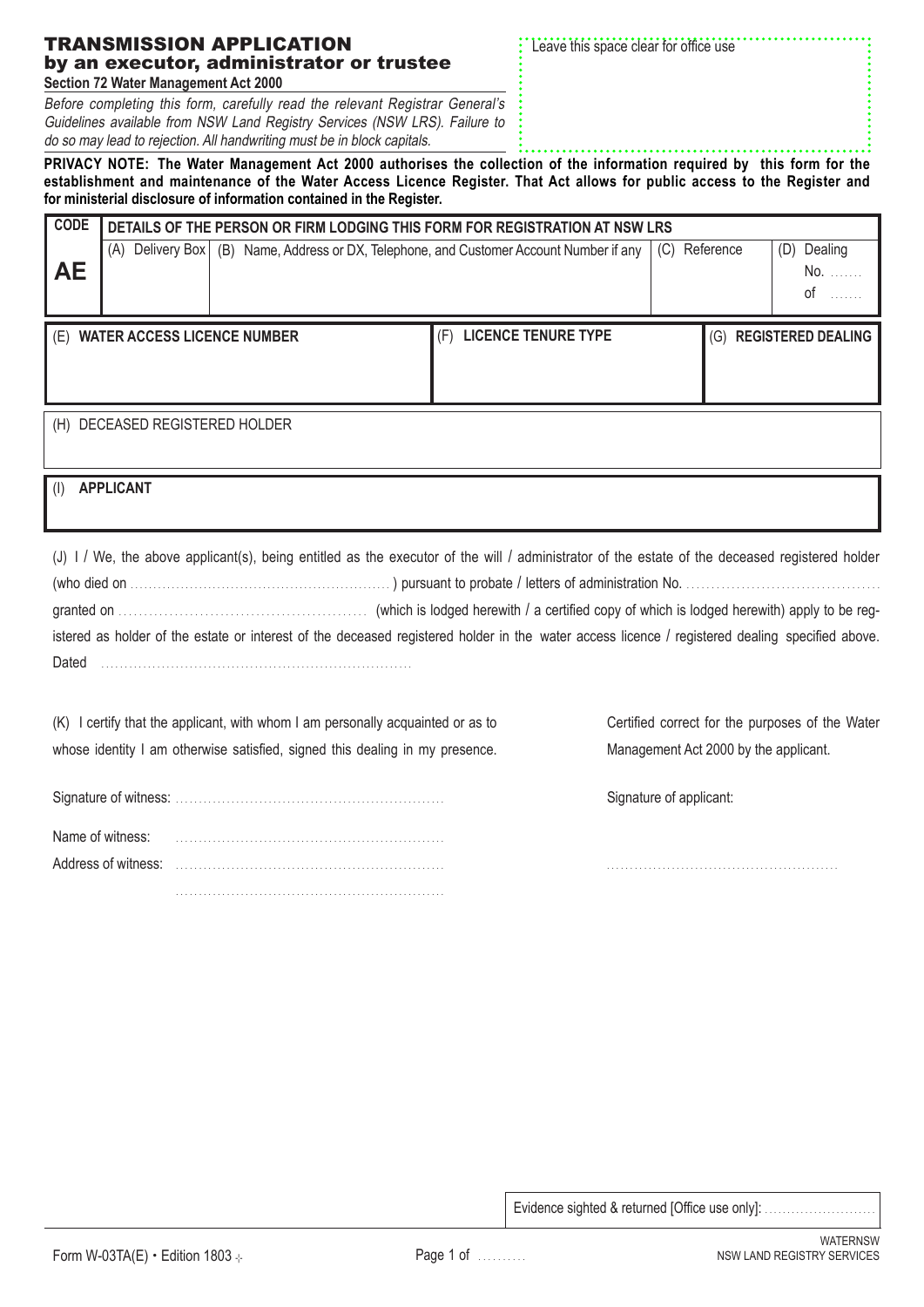# TRANSMISSION APPLICATION

## by an executor, administrator or trustee

**Section 72 Water Management Act 2000**

*Before completing this form, carefully read the relevant Registrar General's Guidelines available from NSW Land Registry Services (NSW LRS). Failure to do so may lead to rejection. All handwriting must be in block capitals.*

Leave this space clear for office use

**PRIVACY NOTE: The Water Management Act 2000 authorises the collection of the information required by this form for the establishment and maintenance of the Water Access Licence Register. That Act allows for public access to the Register and for ministerial disclosure of information contained in the Register.**

| CODE | DETAILS OF THE PERSON OR FIRM LODGING THIS FORM FOR REGISTRATION AT NSW LRS | | | |
|---|---|---|---|---|
| **AE** | (A) Delivery Box | (B) Name, Address or DX, Telephone, and Customer Account Number if any | (C) Reference | (D) Dealing No. ....... of ....... |

| (E) WATER ACCESS LICENCE NUMBER | (F) LICENCE TENURE TYPE | (G) REGISTERED DEALING |
|---|---|---|
| | | |

(H) DECEASED REGISTERED HOLDER

(I) **APPLICANT**

(J) I / We, the above applicant(s), being entitled as the executor of the will / administrator of the estate of the deceased registered holder (who died on .................................................... ) pursuant to probate / letters of administration No. ...................................... granted on ................................................ (which is lodged herewith / a certified copy of which is lodged herewith) apply to be registered as holder of the estate or interest of the deceased registered holder in the water access licence / registered dealing specified above.

Dated ................................................................

(K) I certify that the applicant, with whom I am personally acquainted or as to whose identity I am otherwise satisfied, signed this dealing in my presence.

Signature of witness: ........................................................

Name of witness: ........................................................

Address of witness: ........................................................

........................................................

Certified correct for the purposes of the Water Management Act 2000 by the applicant.

Signature of applicant:

................................................

Evidence sighted & returned [Office use only]: ........................

Form W-03TA(E) • Edition 1803

WATERNSW
NSW LAND REGISTRY SERVICES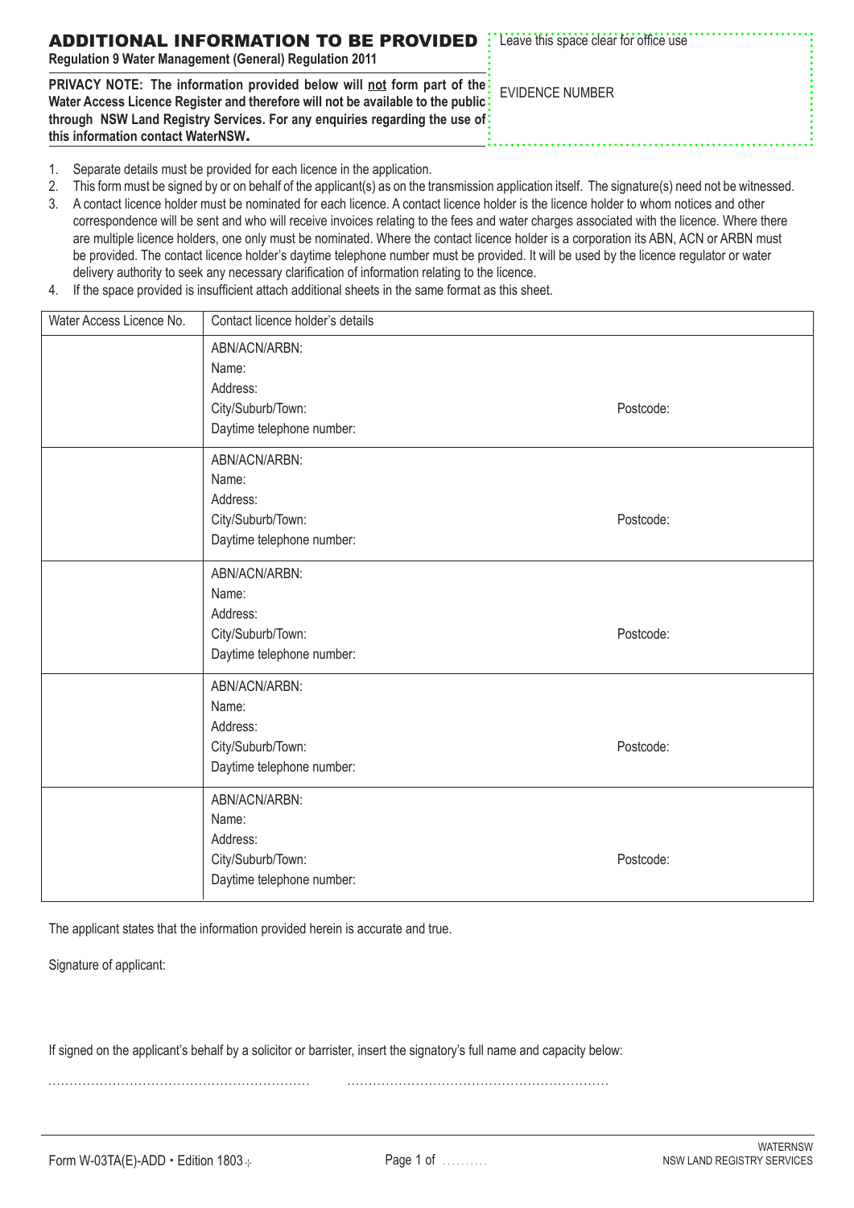# ADDITIONAL INFORMATION TO BE PROVIDED

**Regulation 9 Water Management (General) Regulation 2011**

**PRIVACY NOTE: The information provided below will not form part of the Water Access Licence Register and therefore will not be available to the public through NSW Land Registry Services. For any enquiries regarding the use of this information contact WaterNSW.**

Leave this space clear for office use

EVIDENCE NUMBER

1. Separate details must be provided for each licence in the application.
2. This form must be signed by or on behalf of the applicant(s) as on the transmission application itself. The signature(s) need not be witnessed.
3. A contact licence holder must be nominated for each licence. A contact licence holder is the licence holder to whom notices and other correspondence will be sent and who will receive invoices relating to the fees and water charges associated with the licence. Where there are multiple licence holders, one only must be nominated. Where the contact licence holder is a corporation its ABN, ACN or ARBN must be provided. The contact licence holder's daytime telephone number must be provided. It will be used by the licence regulator or water delivery authority to seek any necessary clarification of information relating to the licence.
4. If the space provided is insufficient attach additional sheets in the same format as this sheet.

| Water Access Licence No. | Contact licence holder's details |
|---|---|
| | ABN/ACN/ARBN:<br>Name:<br>Address:<br>City/Suburb/Town: Postcode:<br>Daytime telephone number: |
| | ABN/ACN/ARBN:<br>Name:<br>Address:<br>City/Suburb/Town: Postcode:<br>Daytime telephone number: |
| | ABN/ACN/ARBN:<br>Name:<br>Address:<br>City/Suburb/Town: Postcode:<br>Daytime telephone number: |
| | ABN/ACN/ARBN:<br>Name:<br>Address:<br>City/Suburb/Town: Postcode:<br>Daytime telephone number: |
| | ABN/ACN/ARBN:<br>Name:<br>Address:<br>City/Suburb/Town: Postcode:<br>Daytime telephone number: |

The applicant states that the information provided herein is accurate and true.

Signature of applicant:

If signed on the applicant's behalf by a solicitor or barrister, insert the signatory's full name and capacity below:

………………………………………………………… …………………………………………………………

Form W-03TA(E)-ADD • Edition 1803

WATERNSW
NSW LAND REGISTRY SERVICES